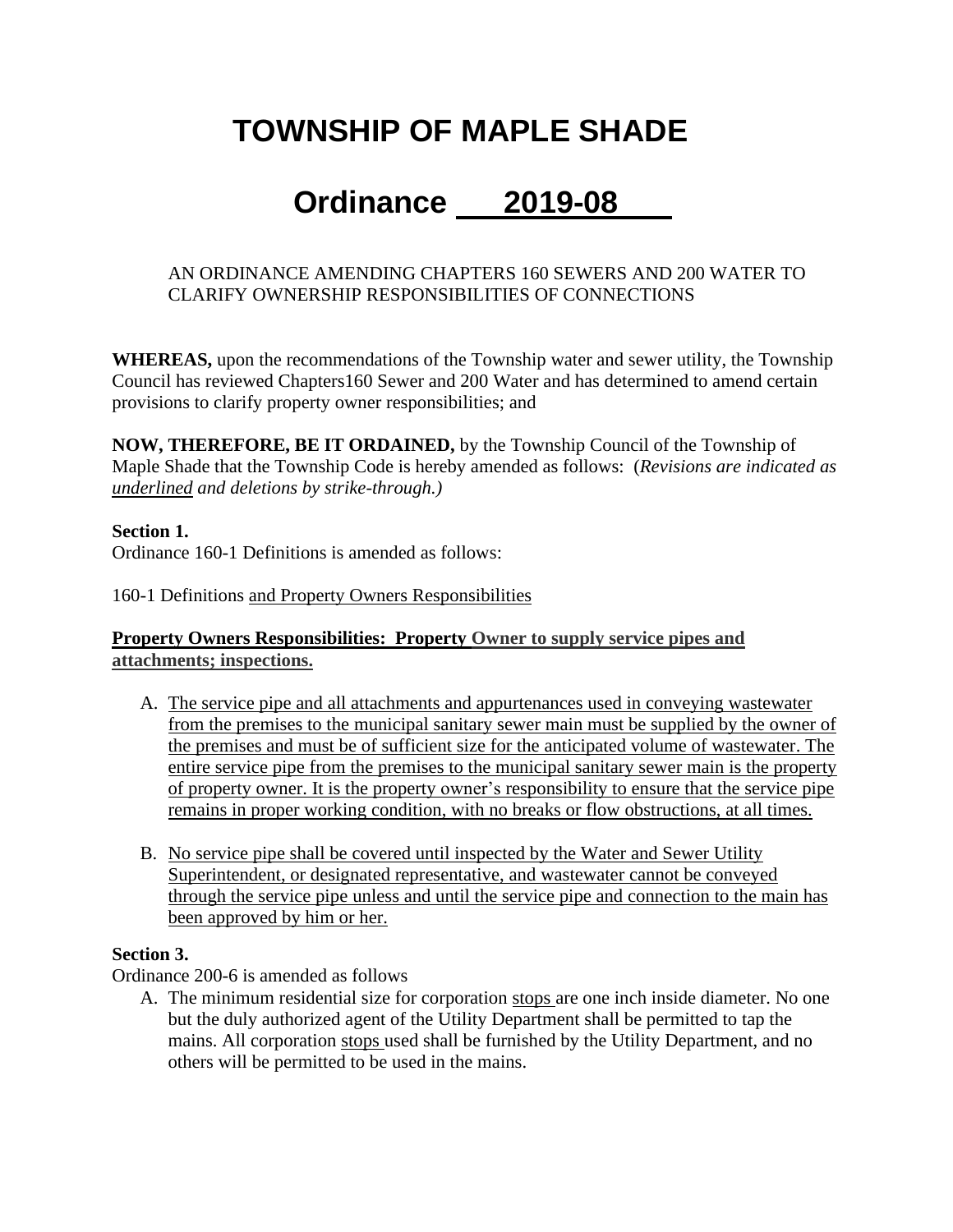# TOWNSHIP OF MAPLE SHADE

# Ordinance <u>2019-08</u>

AN ORDINANCE AMENDING CHAPTERS 160 SEWERS AND 200 WATER TO CLARIFY OWNERSHIP RESPONSIBILITIES OF CONNECTIONS

**WHEREAS,** upon the recommendations of the Township water and sewer utility, the Township Council has reviewed Chapters160 Sewer and 200 Water and has determined to amend certain provisions to clarify property owner responsibilities; and

**NOW, THEREFORE, BE IT ORDAINED,** by the Township Council of the Township of Maple Shade that the Township Code is hereby amended as follows: (*Revisions are indicated as <u>underlined</u> and deletions by strike-through.)*

**Section 1.**
Ordinance 160-1 Definitions is amended as follows:

160-1 Definitions <u>and Property Owners Responsibilities</u>

<u>**Property Owners Responsibilities: Property Owner to supply service pipes and attachments; inspections.**</u>

A. <u>The service pipe and all attachments and appurtenances used in conveying wastewater from the premises to the municipal sanitary sewer main must be supplied by the owner of the premises and must be of sufficient size for the anticipated volume of wastewater. The entire service pipe from the premises to the municipal sanitary sewer main is the property of property owner. It is the property owner's responsibility to ensure that the service pipe remains in proper working condition, with no breaks or flow obstructions, at all times.</u>

B. <u>No service pipe shall be covered until inspected by the Water and Sewer Utility Superintendent, or designated representative, and wastewater cannot be conveyed through the service pipe unless and until the service pipe and connection to the main has been approved by him or her.</u>

**Section 3.**
Ordinance 200-6 is amended as follows

A. The minimum residential size for corporation <u>stops</u> are one inch inside diameter. No one but the duly authorized agent of the Utility Department shall be permitted to tap the mains. All corporation <u>stops</u> used shall be furnished by the Utility Department, and no others will be permitted to be used in the mains.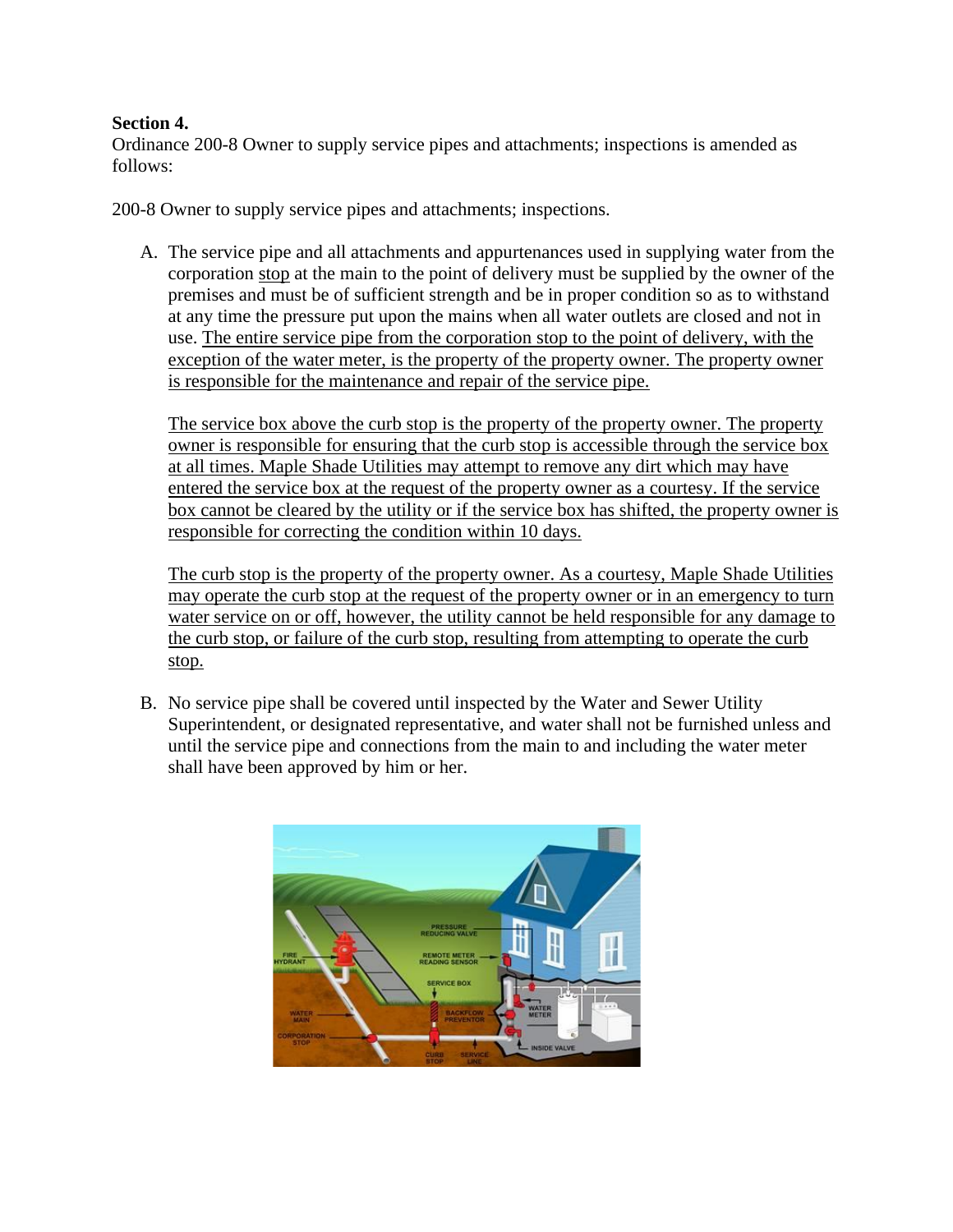**Section 4.**
Ordinance 200-8 Owner to supply service pipes and attachments; inspections is amended as follows:

200-8 Owner to supply service pipes and attachments; inspections.

A. The service pipe and all attachments and appurtenances used in supplying water from the corporation stop at the main to the point of delivery must be supplied by the owner of the premises and must be of sufficient strength and be in proper condition so as to withstand at any time the pressure put upon the mains when all water outlets are closed and not in use. The entire service pipe from the corporation stop to the point of delivery, with the exception of the water meter, is the property of the property owner. The property owner is responsible for the maintenance and repair of the service pipe.

   The service box above the curb stop is the property of the property owner. The property owner is responsible for ensuring that the curb stop is accessible through the service box at all times. Maple Shade Utilities may attempt to remove any dirt which may have entered the service box at the request of the property owner as a courtesy. If the service box cannot be cleared by the utility or if the service box has shifted, the property owner is responsible for correcting the condition within 10 days.

   The curb stop is the property of the property owner. As a courtesy, Maple Shade Utilities may operate the curb stop at the request of the property owner or in an emergency to turn water service on or off, however, the utility cannot be held responsible for any damage to the curb stop, or failure of the curb stop, resulting from attempting to operate the curb stop.

B. No service pipe shall be covered until inspected by the Water and Sewer Utility Superintendent, or designated representative, and water shall not be furnished unless and until the service pipe and connections from the main to and including the water meter shall have been approved by him or her.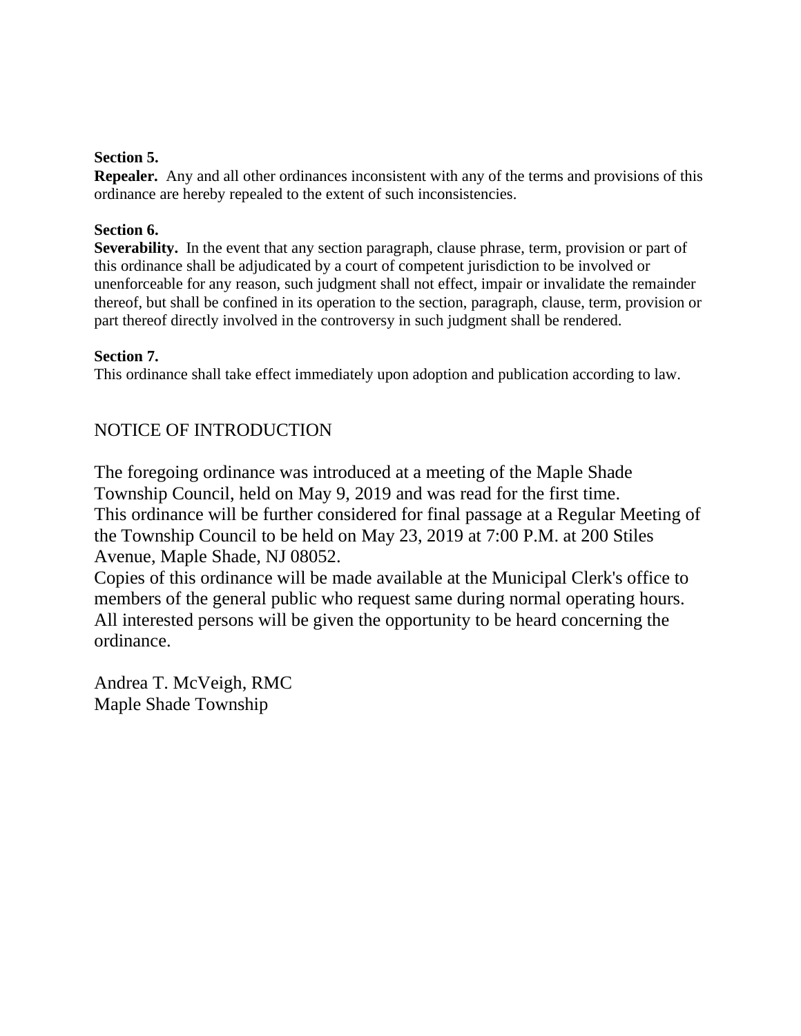**Section 5.**
**Repealer.** Any and all other ordinances inconsistent with any of the terms and provisions of this ordinance are hereby repealed to the extent of such inconsistencies.

**Section 6.**
**Severability.** In the event that any section paragraph, clause phrase, term, provision or part of this ordinance shall be adjudicated by a court of competent jurisdiction to be involved or unenforceable for any reason, such judgment shall not effect, impair or invalidate the remainder thereof, but shall be confined in its operation to the section, paragraph, clause, term, provision or part thereof directly involved in the controversy in such judgment shall be rendered.

**Section 7.**
This ordinance shall take effect immediately upon adoption and publication according to law.

NOTICE OF INTRODUCTION

The foregoing ordinance was introduced at a meeting of the Maple Shade Township Council, held on May 9, 2019 and was read for the first time.
This ordinance will be further considered for final passage at a Regular Meeting of the Township Council to be held on May 23, 2019 at 7:00 P.M. at 200 Stiles Avenue, Maple Shade, NJ 08052.
Copies of this ordinance will be made available at the Municipal Clerk's office to members of the general public who request same during normal operating hours.
All interested persons will be given the opportunity to be heard concerning the ordinance.

Andrea T. McVeigh, RMC
Maple Shade Township